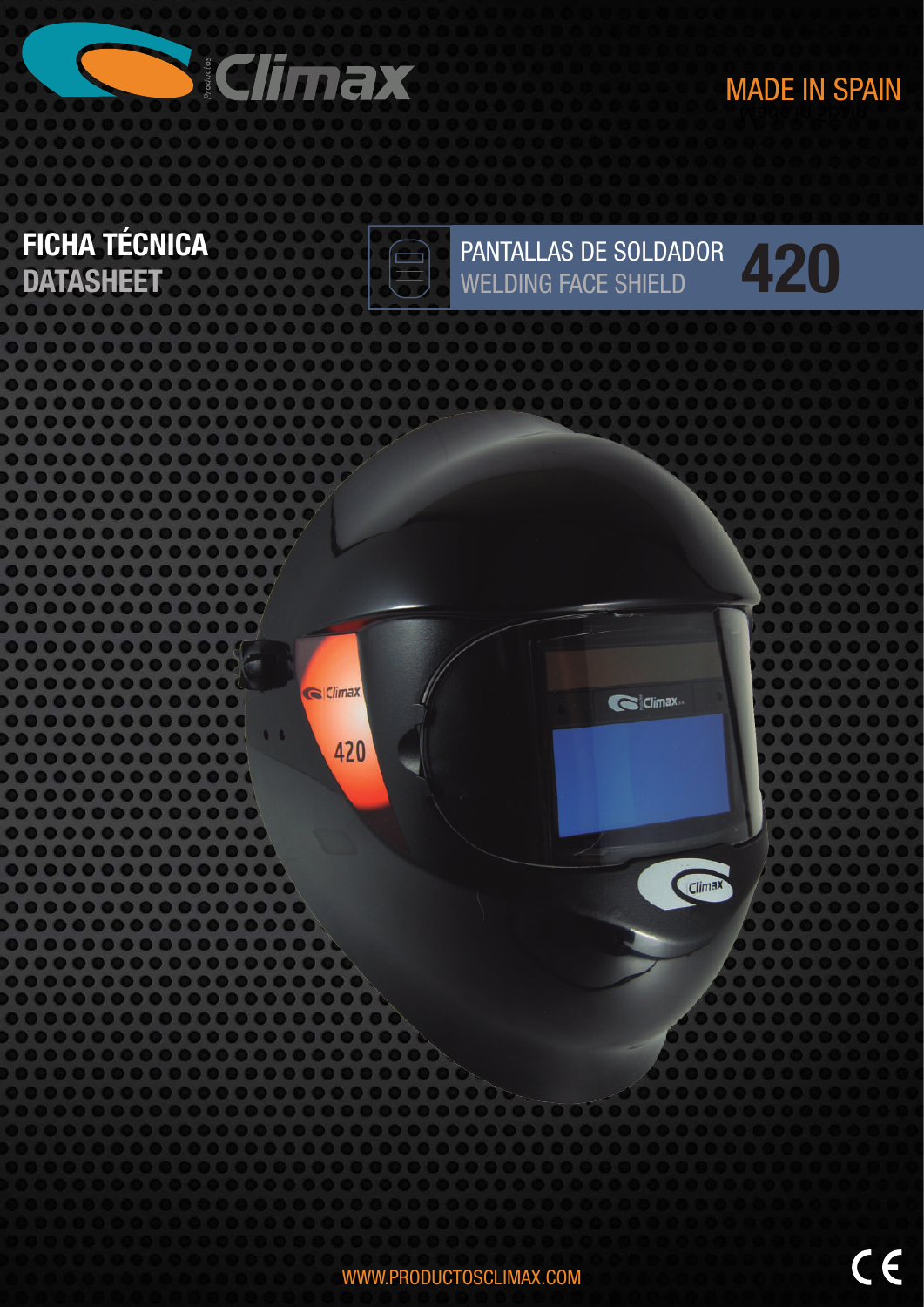MADE IN SPAIN

# FICHA TÉCNICA
## DATASHEET

PANTALLAS DE SOLDADOR
WELDING FACE SHIELD

# 420

WWW.PRODUCTOSCLIMAX.COM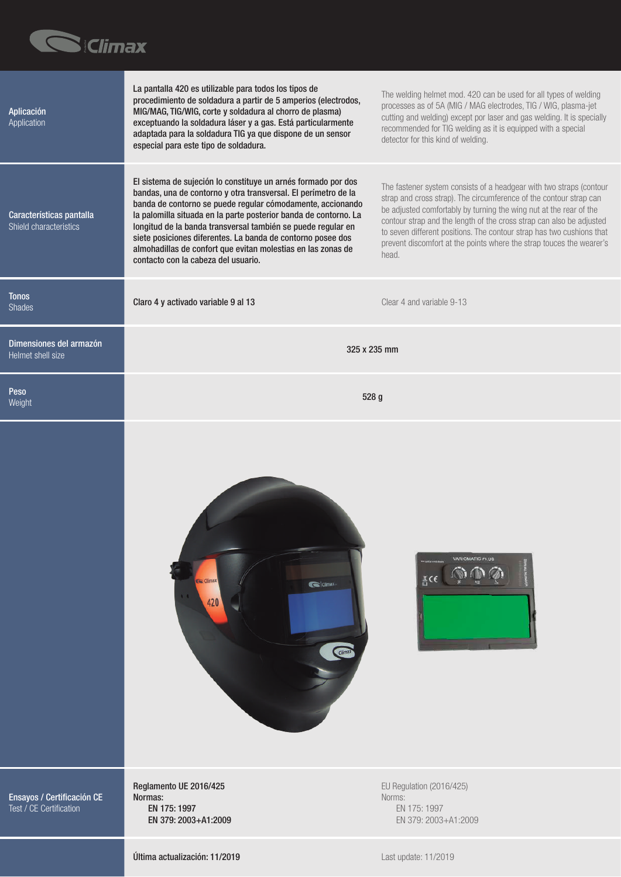| | | |
|---|---|---|
| **Aplicación** Application | **La pantalla 420 es utilizable para todos los tipos de procedimiento de soldadura a partir de 5 amperios (electrodos, MIG/MAG, TIG/WIG, corte y soldadura al chorro de plasma) exceptuando la soldadura láser y a gas. Está particularmente adaptada para la soldadura TIG ya que dispone de un sensor especial para este tipo de soldadura.** | The welding helmet mod. 420 can be used for all types of welding processes as of 5A (MIG / MAG electrodes, TIG / WIG, plasma-jet cutting and welding) except por laser and gas welding. It is specially recommended for TIG welding as it is equipped with a special detector for this kind of welding. |
| **Características pantalla** Shield characteristics | **El sistema de sujeción lo constituye un arnés formado por dos bandas, una de contorno y otra transversal. El perímetro de la banda de contorno se puede regular cómodamente, accionando la palomilla situada en la parte posterior banda de contorno. La longitud de la banda transversal también se puede regular en siete posiciones diferentes. La banda de contorno posee dos almohadillas de confort que evitan molestias en las zonas de contacto con la cabeza del usuario.** | The fastener system consists of a headgear with two straps (contour strap and cross strap). The circumference of the contour strap can be adjusted comfortably by turning the wing nut at the rear of the contour strap and the length of the cross strap can also be adjusted to seven different positions. The contour strap has two cushions that prevent discomfort at the points where the strap touces the wearer's head. |
| **Tonos** Shades | **Claro 4 y activado variable 9 al 13** | Clear 4 and variable 9-13 |
| **Dimensiones del armazón** Helmet shell size | **325 x 235 mm** | |
| **Peso** Weight | **528 g** | |
| **Ensayos / Certificación CE** Test / CE Certification | **Reglamento UE 2016/425**<br>**Normas:**<br>**EN 175: 1997**<br>**EN 379: 2003+A1:2009** | EU Regulation (2016/425)<br>Norms:<br>EN 175: 1997<br>EN 379: 2003+A1:2009 |
| | **Última actualización: 11/2019** | Last update: 11/2019 |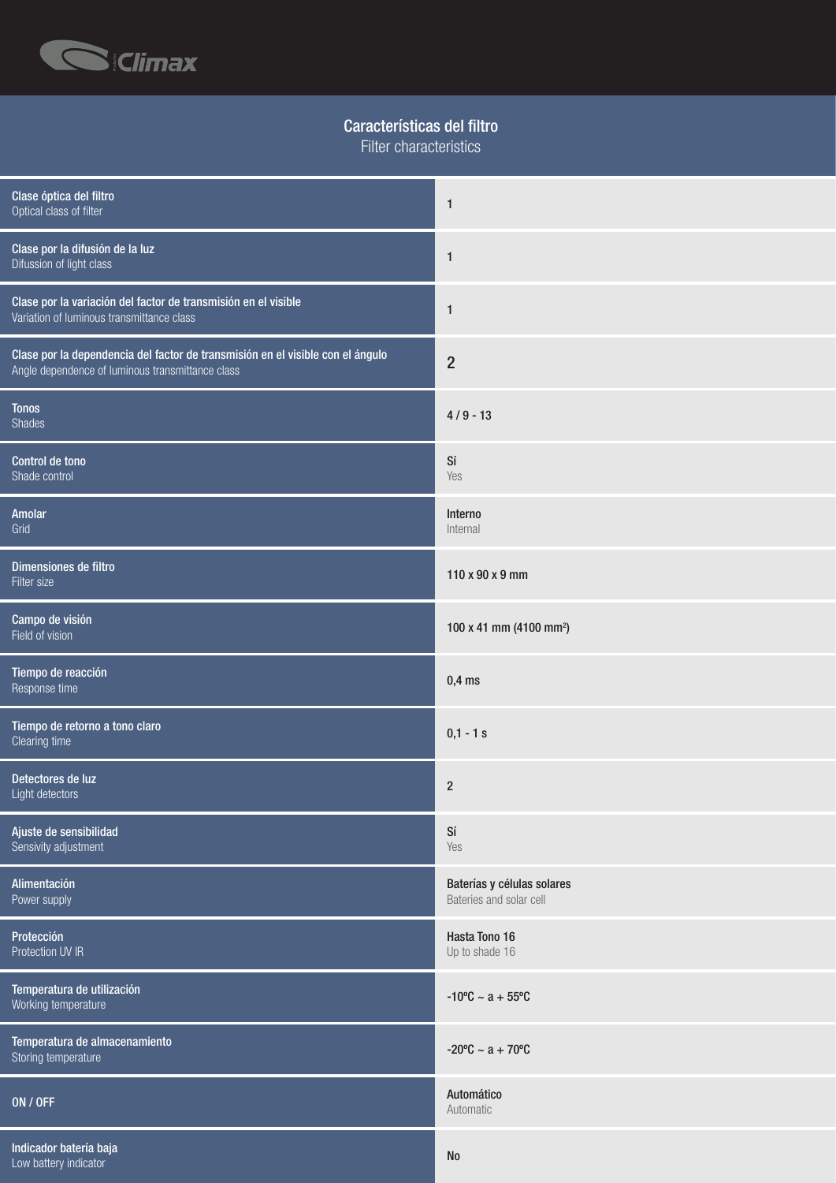## Características del filtro
Filter characteristics

| | |
|---|---|
| **Clase óptica del filtro** Optical class of filter | 1 |
| **Clase por la difusión de la luz** Difussion of light class | 1 |
| **Clase por la variación del factor de transmisión en el visible** Variation of luminous transmittance class | 1 |
| **Clase por la dependencia del factor de transmisión en el visible con el ángulo** Angle dependence of luminous transmittance class | 2 |
| **Tonos** Shades | 4 / 9 - 13 |
| **Control de tono** Shade control | **Sí** Yes |
| **Amolar** Grid | **Interno** Internal |
| **Dimensiones de filtro** Filter size | 110 x 90 x 9 mm |
| **Campo de visión** Field of vision | 100 x 41 mm (4100 mm²) |
| **Tiempo de reacción** Response time | 0,4 ms |
| **Tiempo de retorno a tono claro** Clearing time | 0,1 - 1 s |
| **Detectores de luz** Light detectors | 2 |
| **Ajuste de sensibilidad** Sensivity adjustment | **Sí** Yes |
| **Alimentación** Power supply | **Baterías y células solares** Bateries and solar cell |
| **Protección** Protection UV IR | **Hasta Tono 16** Up to shade 16 |
| **Temperatura de utilización** Working temperature | -10ºC ~ a + 55ºC |
| **Temperatura de almacenamiento** Storing temperature | -20ºC ~ a + 70ºC |
| **ON / OFF** | **Automático** Automatic |
| **Indicador batería baja** Low battery indicator | No |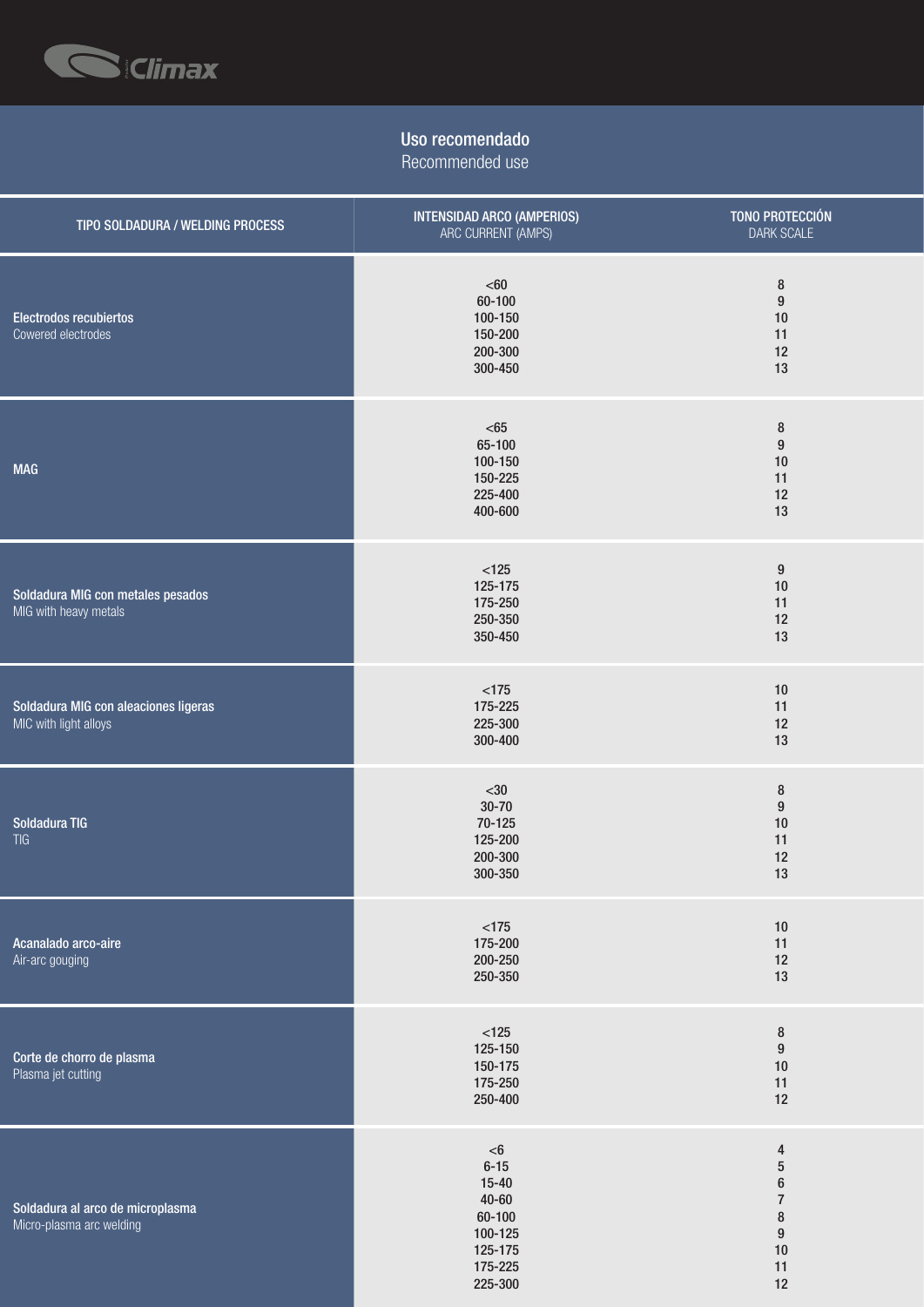## Uso recomendado
Recommended use

| TIPO SOLDADURA / WELDING PROCESS | INTENSIDAD ARCO (AMPERIOS) ARC CURRENT (AMPS) | TONO PROTECCIÓN DARK SCALE |
|---|---|---|
| **Electrodos recubiertos** Cowered electrodes | <60 | 8 |
| | 60-100 | 9 |
| | 100-150 | 10 |
| | 150-200 | 11 |
| | 200-300 | 12 |
| | 300-450 | 13 |
| **MAG** | <65 | 8 |
| | 65-100 | 9 |
| | 100-150 | 10 |
| | 150-225 | 11 |
| | 225-400 | 12 |
| | 400-600 | 13 |
| **Soldadura MIG con metales pesados** MIG with heavy metals | <125 | 9 |
| | 125-175 | 10 |
| | 175-250 | 11 |
| | 250-350 | 12 |
| | 350-450 | 13 |
| **Soldadura MIG con aleaciones ligeras** MIC with light alloys | <175 | 10 |
| | 175-225 | 11 |
| | 225-300 | 12 |
| | 300-400 | 13 |
| **Soldadura TIG** TIG | <30 | 8 |
| | 30-70 | 9 |
| | 70-125 | 10 |
| | 125-200 | 11 |
| | 200-300 | 12 |
| | 300-350 | 13 |
| **Acanalado arco-aire** Air-arc gouging | <175 | 10 |
| | 175-200 | 11 |
| | 200-250 | 12 |
| | 250-350 | 13 |
| **Corte de chorro de plasma** Plasma jet cutting | <125 | 8 |
| | 125-150 | 9 |
| | 150-175 | 10 |
| | 175-250 | 11 |
| | 250-400 | 12 |
| **Soldadura al arco de microplasma** Micro-plasma arc welding | <6 | 4 |
| | 6-15 | 5 |
| | 15-40 | 6 |
| | 40-60 | 7 |
| | 60-100 | 8 |
| | 100-125 | 9 |
| | 125-175 | 10 |
| | 175-225 | 11 |
| | 225-300 | 12 |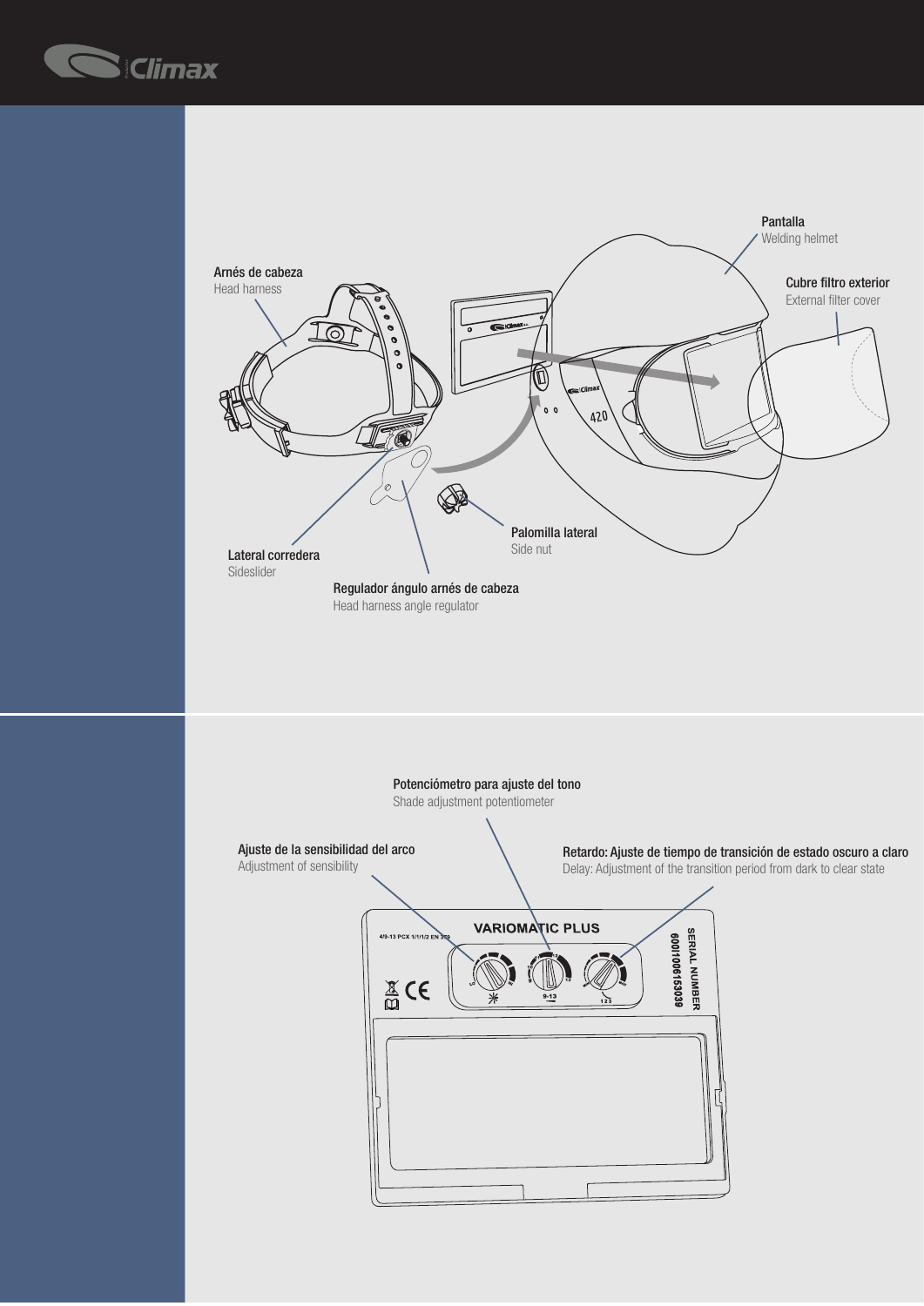Pantalla
Welding helmet

Arnés de cabeza
Head harness

Cubre filtro exterior
External filter cover

Palomilla lateral
Side nut

Lateral corredera
Sideslider

Regulador ángulo arnés de cabeza
Head harness angle regulator

Potenciómetro para ajuste del tono
Shade adjustment potentiometer

Ajuste de la sensibilidad del arco
Adjustment of sensibility

Retardo: Ajuste de tiempo de transición de estado oscuro a claro
Delay: Adjustment of the transition period from dark to clear state

VARIOMATIC PLUS

4/9-13 PCX 1/1/1/2 EN 379

SERIAL NUMBER
6001006153039